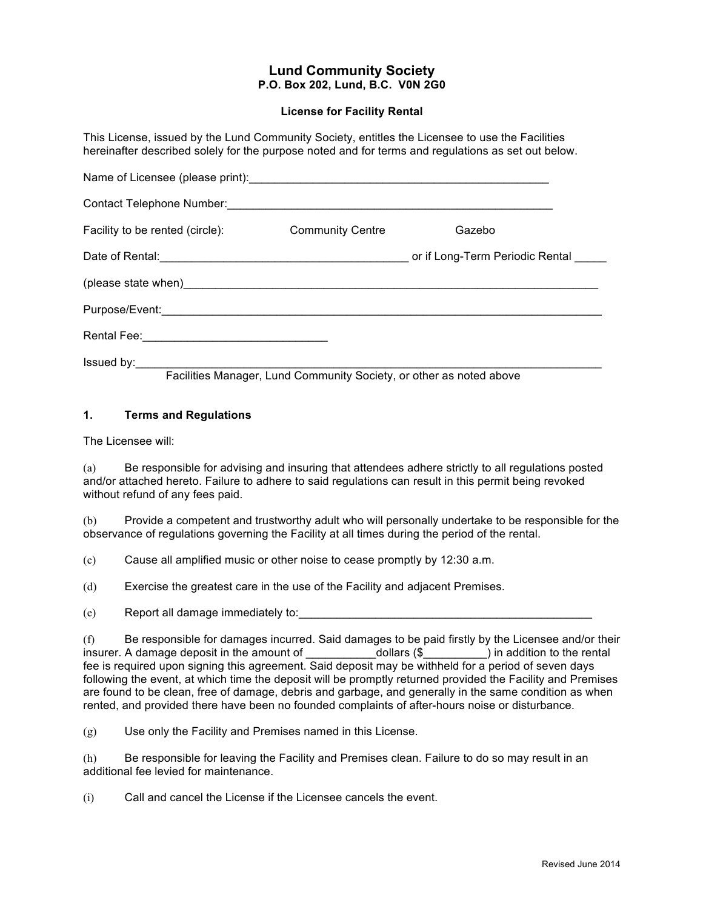# Lund Community Society

**P.O. Box 202, Lund, B.C. V0N 2G0**

**License for Facility Rental**

This License, issued by the Lund Community Society, entitles the Licensee to use the Facilities hereinafter described solely for the purpose noted and for terms and regulations as set out below.

Name of Licensee (please print):_______________________________________________

Contact Telephone Number:___________________________________________________

Facility to be rented (circle): Community Centre Gazebo

Date of Rental:______________________________________ or if Long-Term Periodic Rental _____

(please state when)_____________________________________________________________

Purpose/Event:_________________________________________________________________

Rental Fee:____________________________

Issued by:______________________________________________________________________
Facilities Manager, Lund Community Society, or other as noted above

## 1. Terms and Regulations

The Licensee will:

(a) Be responsible for advising and insuring that attendees adhere strictly to all regulations posted and/or attached hereto. Failure to adhere to said regulations can result in this permit being revoked without refund of any fees paid.

(b) Provide a competent and trustworthy adult who will personally undertake to be responsible for the observance of regulations governing the Facility at all times during the period of the rental.

(c) Cause all amplified music or other noise to cease promptly by 12:30 a.m.

(d) Exercise the greatest care in the use of the Facility and adjacent Premises.

(e) Report all damage immediately to:_______________________________________________

(f) Be responsible for damages incurred. Said damages to be paid firstly by the Licensee and/or their insurer. A damage deposit in the amount of ___________dollars ($__________) in addition to the rental fee is required upon signing this agreement. Said deposit may be withheld for a period of seven days following the event, at which time the deposit will be promptly returned provided the Facility and Premises are found to be clean, free of damage, debris and garbage, and generally in the same condition as when rented, and provided there have been no founded complaints of after-hours noise or disturbance.

(g) Use only the Facility and Premises named in this License.

(h) Be responsible for leaving the Facility and Premises clean. Failure to do so may result in an additional fee levied for maintenance.

(i) Call and cancel the License if the Licensee cancels the event.

Revised June 2014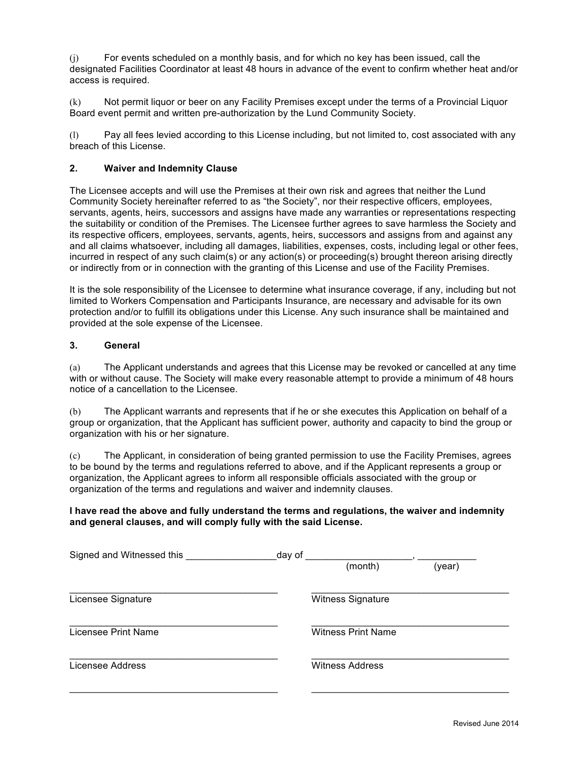(j) For events scheduled on a monthly basis, and for which no key has been issued, call the designated Facilities Coordinator at least 48 hours in advance of the event to confirm whether heat and/or access is required.

(k) Not permit liquor or beer on any Facility Premises except under the terms of a Provincial Liquor Board event permit and written pre-authorization by the Lund Community Society.

(l) Pay all fees levied according to this License including, but not limited to, cost associated with any breach of this License.

**2. Waiver and Indemnity Clause**

The Licensee accepts and will use the Premises at their own risk and agrees that neither the Lund Community Society hereinafter referred to as "the Society", nor their respective officers, employees, servants, agents, heirs, successors and assigns have made any warranties or representations respecting the suitability or condition of the Premises. The Licensee further agrees to save harmless the Society and its respective officers, employees, servants, agents, heirs, successors and assigns from and against any and all claims whatsoever, including all damages, liabilities, expenses, costs, including legal or other fees, incurred in respect of any such claim(s) or any action(s) or proceeding(s) brought thereon arising directly or indirectly from or in connection with the granting of this License and use of the Facility Premises.

It is the sole responsibility of the Licensee to determine what insurance coverage, if any, including but not limited to Workers Compensation and Participants Insurance, are necessary and advisable for its own protection and/or to fulfill its obligations under this License. Any such insurance shall be maintained and provided at the sole expense of the Licensee.

**3. General**

(a) The Applicant understands and agrees that this License may be revoked or cancelled at any time with or without cause. The Society will make every reasonable attempt to provide a minimum of 48 hours notice of a cancellation to the Licensee.

(b) The Applicant warrants and represents that if he or she executes this Application on behalf of a group or organization, that the Applicant has sufficient power, authority and capacity to bind the group or organization with his or her signature.

(c) The Applicant, in consideration of being granted permission to use the Facility Premises, agrees to be bound by the terms and regulations referred to above, and if the Applicant represents a group or organization, the Applicant agrees to inform all responsible officials associated with the group or organization of the terms and regulations and waiver and indemnity clauses.

**I have read the above and fully understand the terms and regulations, the waiver and indemnity and general clauses, and will comply fully with the said License.**

Signed and Witnessed this _________________day of ____________________, ___________
(month) (year)

| | |
|---|---|
| ________________________________________ | ________________________________________ |
| Licensee Signature | Witness Signature |
| ________________________________________ | ________________________________________ |
| Licensee Print Name | Witness Print Name |
| ________________________________________ | ________________________________________ |
| Licensee Address | Witness Address |
| ________________________________________ | ________________________________________ |

Revised June 2014